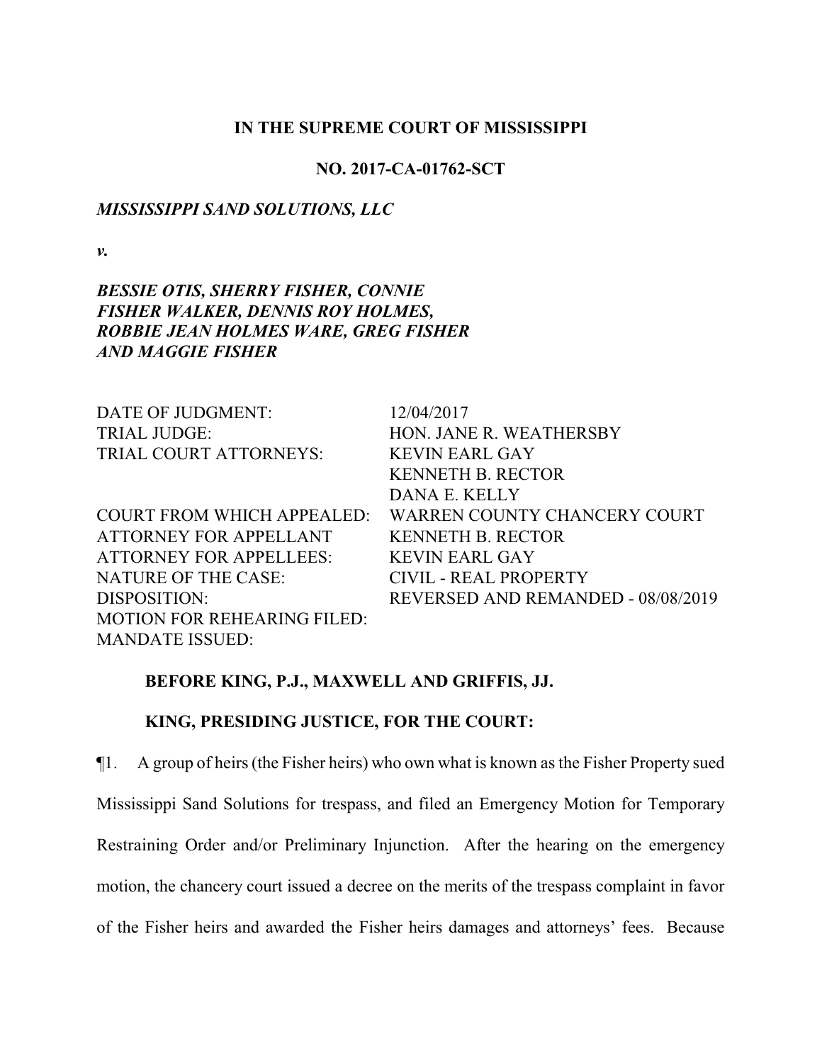**IN THE SUPREME COURT OF MISSISSIPPI**

**NO. 2017-CA-01762-SCT**

***MISSISSIPPI SAND SOLUTIONS, LLC***

***v.***

***BESSIE OTIS, SHERRY FISHER, CONNIE FISHER WALKER, DENNIS ROY HOLMES, ROBBIE JEAN HOLMES WARE, GREG FISHER AND MAGGIE FISHER***

| | |
|---|---|
| DATE OF JUDGMENT: | 12/04/2017 |
| TRIAL JUDGE: | HON. JANE R. WEATHERSBY |
| TRIAL COURT ATTORNEYS: | KEVIN EARL GAY<br>KENNETH B. RECTOR<br>DANA E. KELLY |
| COURT FROM WHICH APPEALED: | WARREN COUNTY CHANCERY COURT |
| ATTORNEY FOR APPELLANT | KENNETH B. RECTOR |
| ATTORNEY FOR APPELLEES: | KEVIN EARL GAY |
| NATURE OF THE CASE: | CIVIL - REAL PROPERTY |
| DISPOSITION: | REVERSED AND REMANDED - 08/08/2019 |
| MOTION FOR REHEARING FILED: | |
| MANDATE ISSUED: | |

**BEFORE KING, P.J., MAXWELL AND GRIFFIS, JJ.**

**KING, PRESIDING JUSTICE, FOR THE COURT:**

¶1. A group of heirs (the Fisher heirs) who own what is known as the Fisher Property sued Mississippi Sand Solutions for trespass, and filed an Emergency Motion for Temporary Restraining Order and/or Preliminary Injunction. After the hearing on the emergency motion, the chancery court issued a decree on the merits of the trespass complaint in favor of the Fisher heirs and awarded the Fisher heirs damages and attorneys' fees. Because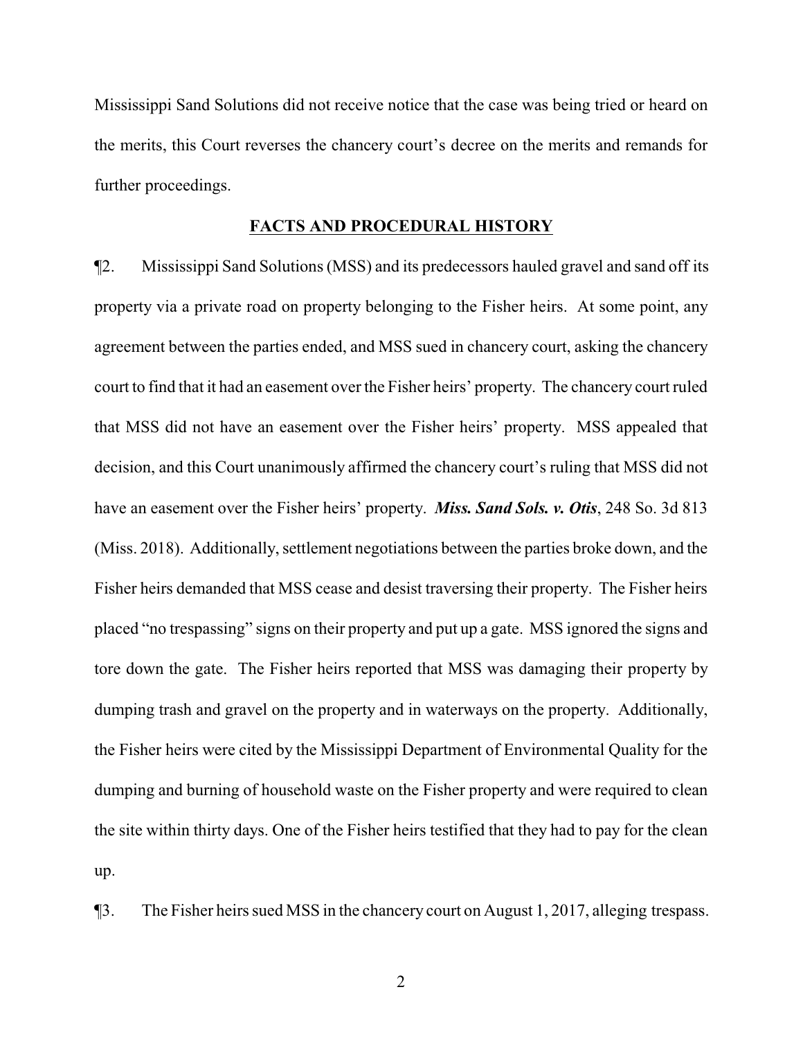Mississippi Sand Solutions did not receive notice that the case was being tried or heard on the merits, this Court reverses the chancery court's decree on the merits and remands for further proceedings.

## FACTS AND PROCEDURAL HISTORY

¶2. Mississippi Sand Solutions (MSS) and its predecessors hauled gravel and sand off its property via a private road on property belonging to the Fisher heirs. At some point, any agreement between the parties ended, and MSS sued in chancery court, asking the chancery court to find that it had an easement over the Fisher heirs' property. The chancery court ruled that MSS did not have an easement over the Fisher heirs' property. MSS appealed that decision, and this Court unanimously affirmed the chancery court's ruling that MSS did not have an easement over the Fisher heirs' property. ***Miss. Sand Sols. v. Otis***, 248 So. 3d 813 (Miss. 2018). Additionally, settlement negotiations between the parties broke down, and the Fisher heirs demanded that MSS cease and desist traversing their property. The Fisher heirs placed "no trespassing" signs on their property and put up a gate. MSS ignored the signs and tore down the gate. The Fisher heirs reported that MSS was damaging their property by dumping trash and gravel on the property and in waterways on the property. Additionally, the Fisher heirs were cited by the Mississippi Department of Environmental Quality for the dumping and burning of household waste on the Fisher property and were required to clean the site within thirty days. One of the Fisher heirs testified that they had to pay for the clean up.

¶3. The Fisher heirs sued MSS in the chancery court on August 1, 2017, alleging trespass.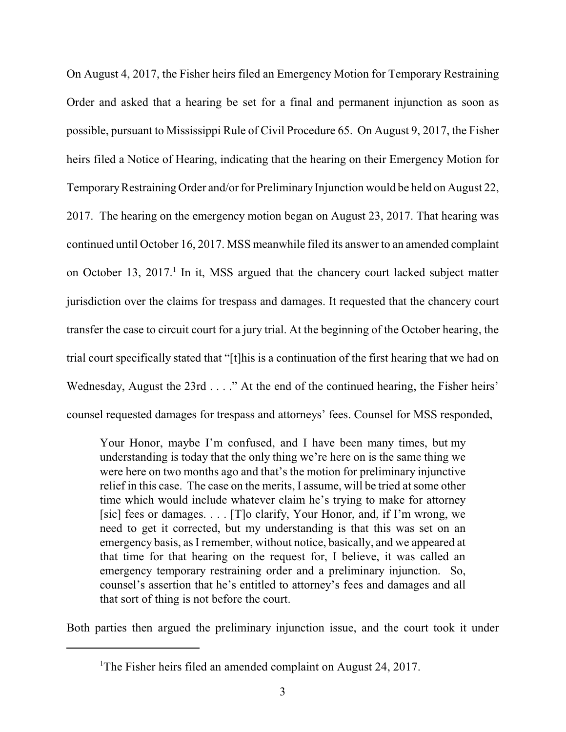On August 4, 2017, the Fisher heirs filed an Emergency Motion for Temporary Restraining Order and asked that a hearing be set for a final and permanent injunction as soon as possible, pursuant to Mississippi Rule of Civil Procedure 65. On August 9, 2017, the Fisher heirs filed a Notice of Hearing, indicating that the hearing on their Emergency Motion for Temporary Restraining Order and/or for Preliminary Injunction would be held on August 22, 2017. The hearing on the emergency motion began on August 23, 2017. That hearing was continued until October 16, 2017. MSS meanwhile filed its answer to an amended complaint on October 13, 2017.[1] In it, MSS argued that the chancery court lacked subject matter jurisdiction over the claims for trespass and damages. It requested that the chancery court transfer the case to circuit court for a jury trial. At the beginning of the October hearing, the trial court specifically stated that "[t]his is a continuation of the first hearing that we had on Wednesday, August the 23rd . . . ." At the end of the continued hearing, the Fisher heirs' counsel requested damages for trespass and attorneys' fees. Counsel for MSS responded,

> Your Honor, maybe I'm confused, and I have been many times, but my understanding is today that the only thing we're here on is the same thing we were here on two months ago and that's the motion for preliminary injunctive relief in this case. The case on the merits, I assume, will be tried at some other time which would include whatever claim he's trying to make for attorney [sic] fees or damages. . . . [T]o clarify, Your Honor, and, if I'm wrong, we need to get it corrected, but my understanding is that this was set on an emergency basis, as I remember, without notice, basically, and we appeared at that time for that hearing on the request for, I believe, it was called an emergency temporary restraining order and a preliminary injunction. So, counsel's assertion that he's entitled to attorney's fees and damages and all that sort of thing is not before the court.

Both parties then argued the preliminary injunction issue, and the court took it under

---

[1] The Fisher heirs filed an amended complaint on August 24, 2017.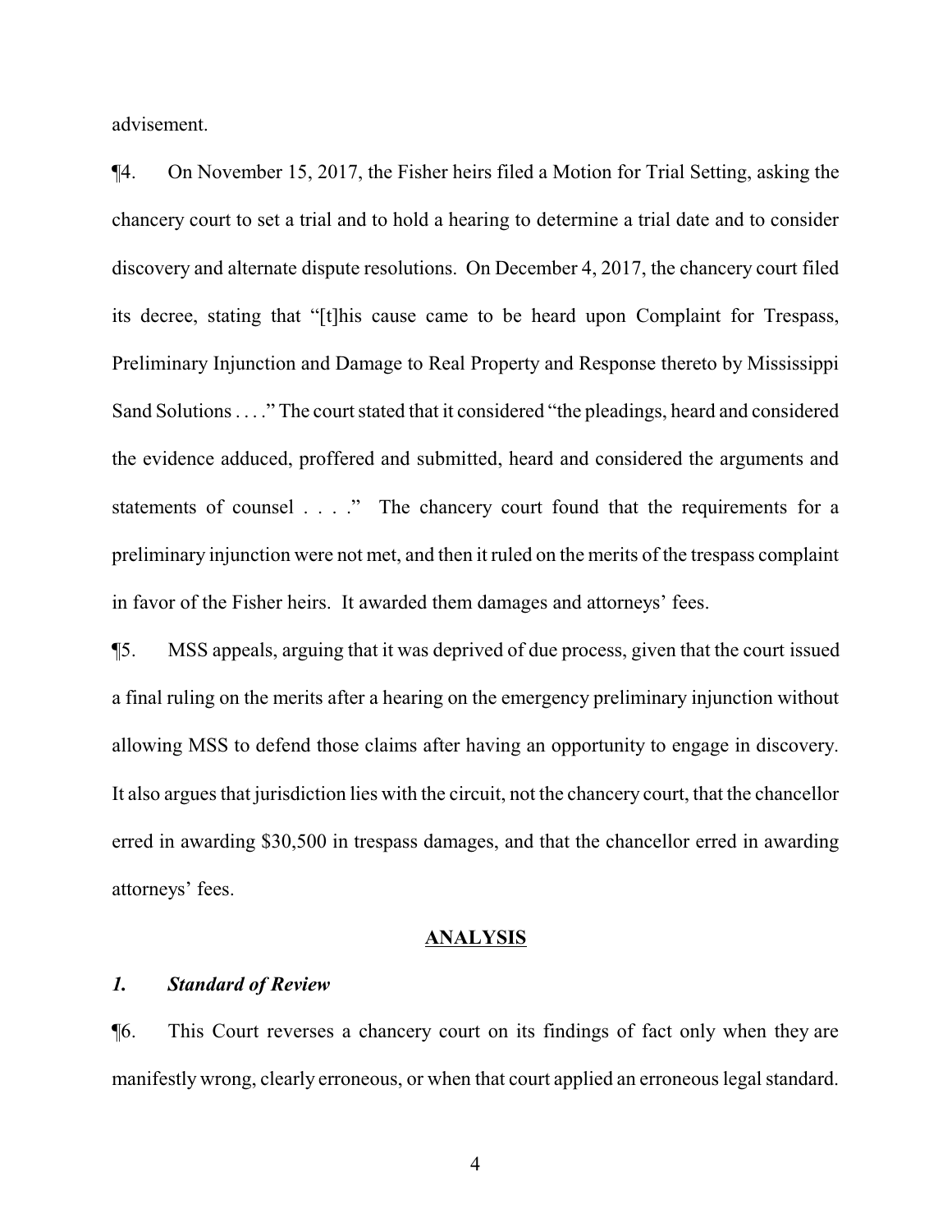advisement.

¶4. On November 15, 2017, the Fisher heirs filed a Motion for Trial Setting, asking the chancery court to set a trial and to hold a hearing to determine a trial date and to consider discovery and alternate dispute resolutions. On December 4, 2017, the chancery court filed its decree, stating that "[t]his cause came to be heard upon Complaint for Trespass, Preliminary Injunction and Damage to Real Property and Response thereto by Mississippi Sand Solutions . . . ." The court stated that it considered "the pleadings, heard and considered the evidence adduced, proffered and submitted, heard and considered the arguments and statements of counsel . . . ." The chancery court found that the requirements for a preliminary injunction were not met, and then it ruled on the merits of the trespass complaint in favor of the Fisher heirs. It awarded them damages and attorneys' fees.

¶5. MSS appeals, arguing that it was deprived of due process, given that the court issued a final ruling on the merits after a hearing on the emergency preliminary injunction without allowing MSS to defend those claims after having an opportunity to engage in discovery. It also argues that jurisdiction lies with the circuit, not the chancery court, that the chancellor erred in awarding $30,500 in trespass damages, and that the chancellor erred in awarding attorneys' fees.

## ANALYSIS

### *1. Standard of Review*

¶6. This Court reverses a chancery court on its findings of fact only when they are manifestly wrong, clearly erroneous, or when that court applied an erroneous legal standard.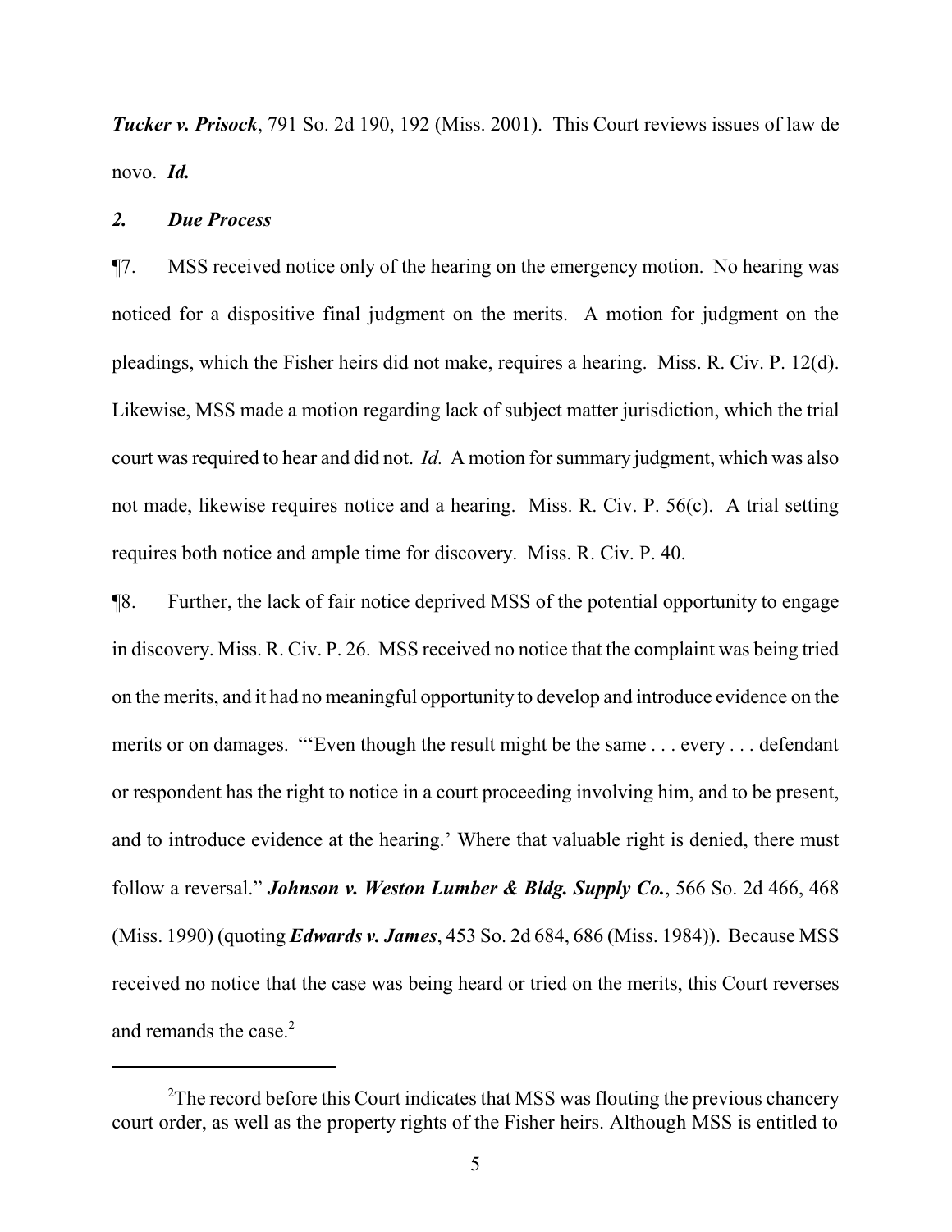***Tucker v. Prisock***, 791 So. 2d 190, 192 (Miss. 2001). This Court reviews issues of law de novo. ***Id.***

### *2. Due Process*

¶7. MSS received notice only of the hearing on the emergency motion. No hearing was noticed for a dispositive final judgment on the merits. A motion for judgment on the pleadings, which the Fisher heirs did not make, requires a hearing. Miss. R. Civ. P. 12(d). Likewise, MSS made a motion regarding lack of subject matter jurisdiction, which the trial court was required to hear and did not. *Id.* A motion for summary judgment, which was also not made, likewise requires notice and a hearing. Miss. R. Civ. P. 56(c). A trial setting requires both notice and ample time for discovery. Miss. R. Civ. P. 40.

¶8. Further, the lack of fair notice deprived MSS of the potential opportunity to engage in discovery. Miss. R. Civ. P. 26. MSS received no notice that the complaint was being tried on the merits, and it had no meaningful opportunity to develop and introduce evidence on the merits or on damages. "'Even though the result might be the same . . . every . . . defendant or respondent has the right to notice in a court proceeding involving him, and to be present, and to introduce evidence at the hearing.' Where that valuable right is denied, there must follow a reversal." ***Johnson v. Weston Lumber & Bldg. Supply Co.***, 566 So. 2d 466, 468 (Miss. 1990) (quoting ***Edwards v. James***, 453 So. 2d 684, 686 (Miss. 1984)). Because MSS received no notice that the case was being heard or tried on the merits, this Court reverses and remands the case.[2]

---

[2]The record before this Court indicates that MSS was flouting the previous chancery court order, as well as the property rights of the Fisher heirs. Although MSS is entitled to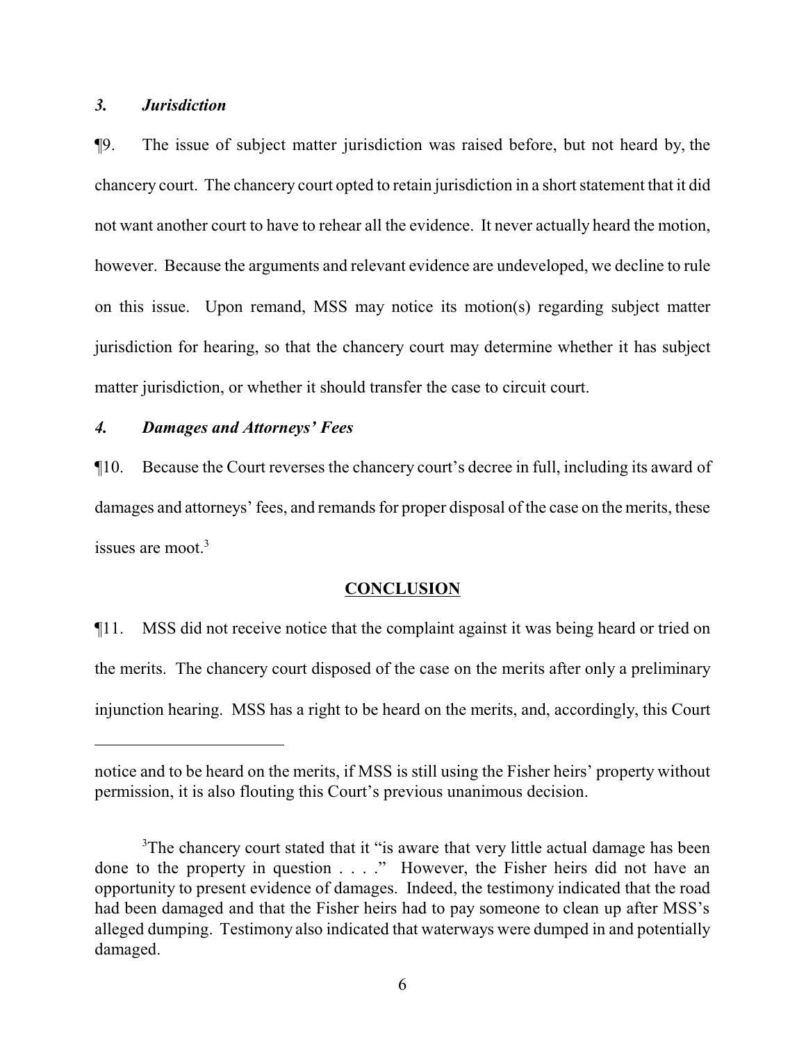### *3. Jurisdiction*

¶9. The issue of subject matter jurisdiction was raised before, but not heard by, the chancery court. The chancery court opted to retain jurisdiction in a short statement that it did not want another court to have to rehear all the evidence. It never actually heard the motion, however. Because the arguments and relevant evidence are undeveloped, we decline to rule on this issue. Upon remand, MSS may notice its motion(s) regarding subject matter jurisdiction for hearing, so that the chancery court may determine whether it has subject matter jurisdiction, or whether it should transfer the case to circuit court.

### *4. Damages and Attorneys' Fees*

¶10. Because the Court reverses the chancery court's decree in full, including its award of damages and attorneys' fees, and remands for proper disposal of the case on the merits, these issues are moot.[3]

## CONCLUSION

¶11. MSS did not receive notice that the complaint against it was being heard or tried on the merits. The chancery court disposed of the case on the merits after only a preliminary injunction hearing. MSS has a right to be heard on the merits, and, accordingly, this Court

---

notice and to be heard on the merits, if MSS is still using the Fisher heirs' property without permission, it is also flouting this Court's previous unanimous decision.

[3]The chancery court stated that it "is aware that very little actual damage has been done to the property in question . . . ." However, the Fisher heirs did not have an opportunity to present evidence of damages. Indeed, the testimony indicated that the road had been damaged and that the Fisher heirs had to pay someone to clean up after MSS's alleged dumping. Testimony also indicated that waterways were dumped in and potentially damaged.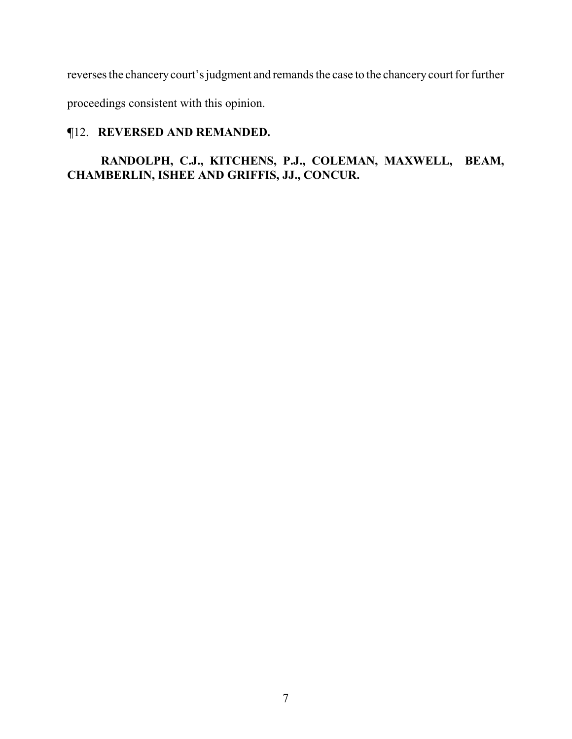reverses the chancery court's judgment and remands the case to the chancery court for further proceedings consistent with this opinion.

¶12. **REVERSED AND REMANDED.**

**RANDOLPH, C.J., KITCHENS, P.J., COLEMAN, MAXWELL, BEAM, CHAMBERLIN, ISHEE AND GRIFFIS, JJ., CONCUR.**